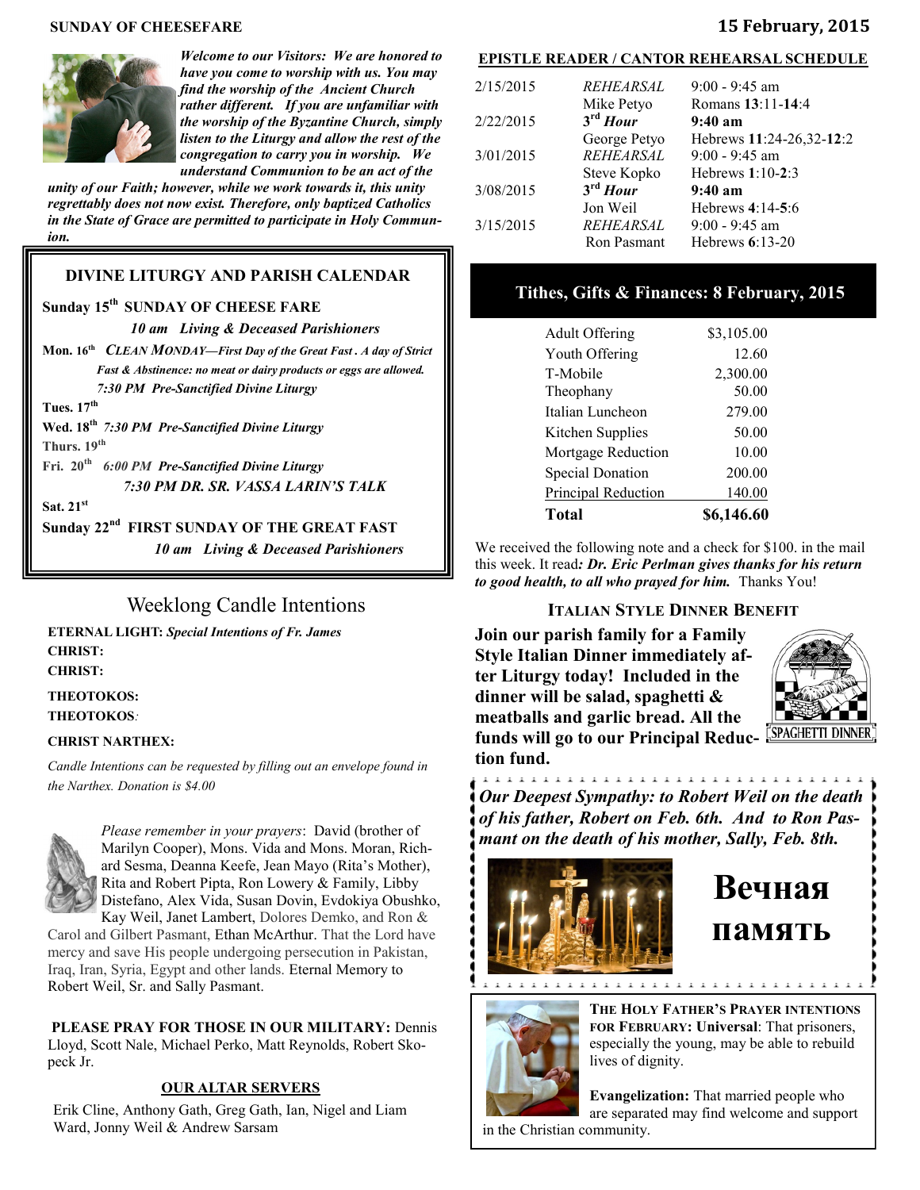**SUNDAY OF CHEESEFARE**

**15 February, 2015**

***Welcome to our Visitors: We are honored to have you come to worship with us. You may find the worship of the Ancient Church rather different. If you are unfamiliar with the worship of the Byzantine Church, simply listen to the Liturgy and allow the rest of the congregation to carry you in worship. We understand Communion to be an act of the unity of our Faith; however, while we work towards it, this unity regrettably does not now exist. Therefore, only baptized Catholics in the State of Grace are permitted to participate in Holy Communion.***

## DIVINE LITURGY AND PARISH CALENDAR

**Sunday 15th SUNDAY OF CHEESE FARE**
*10 am Living & Deceased Parishioners*

**Mon. 16th** ***CLEAN MONDAY—First Day of the Great Fast . A day of Strict Fast & Abstinence: no meat or dairy products or eggs are allowed.***
***7:30 PM Pre-Sanctified Divine Liturgy***

**Tues. 17th**

**Wed. 18th** ***7:30 PM Pre-Sanctified Divine Liturgy***

**Thurs. 19th**

**Fri. 20th** ***6:00 PM Pre-Sanctified Divine Liturgy***
***7:30 PM DR. SR. VASSA LARIN'S TALK***

**Sat. 21st**

**Sunday 22nd FIRST SUNDAY OF THE GREAT FAST**
*10 am Living & Deceased Parishioners*

## Weeklong Candle Intentions

**ETERNAL LIGHT:** ***Special Intentions of Fr. James***
**CHRIST:**
**CHRIST:**
**THEOTOKOS:**
**THEOTOKOS:**
**CHRIST NARTHEX:**

*Candle Intentions can be requested by filling out an envelope found in the Narthex. Donation is $4.00*

*Please remember in your prayers*: David (brother of Marilyn Cooper), Mons. Vida and Mons. Moran, Richard Sesma, Deanna Keefe, Jean Mayo (Rita's Mother), Rita and Robert Pipta, Ron Lowery & Family, Libby Distefano, Alex Vida, Susan Dovin, Evdokiya Obushko, Kay Weil, Janet Lambert, Dolores Demko, and Ron & Carol and Gilbert Pasmant, Ethan McArthur. That the Lord have mercy and save His people undergoing persecution in Pakistan, Iraq, Iran, Syria, Egypt and other lands. Eternal Memory to Robert Weil, Sr. and Sally Pasmant.

**PLEASE PRAY FOR THOSE IN OUR MILITARY:** Dennis Lloyd, Scott Nale, Michael Perko, Matt Reynolds, Robert Skopeck Jr.

## OUR ALTAR SERVERS

Erik Cline, Anthony Gath, Greg Gath, Ian, Nigel and Liam Ward, Jonny Weil & Andrew Sarsam

## EPISTLE READER / CANTOR REHEARSAL SCHEDULE

| | | |
|---|---|---|
| 2/15/2015 | *REHEARSAL* | 9:00 - 9:45 am |
| | Mike Petyo | Romans **13**:11-**14**:4 |
| 2/22/2015 | ***3rd Hour*** | **9:40 am** |
| | George Petyo | Hebrews **11**:24-26,32-**12**:2 |
| 3/01/2015 | *REHEARSAL* | 9:00 - 9:45 am |
| | Steve Kopko | Hebrews **1**:10-**2**:3 |
| 3/08/2015 | ***3rd Hour*** | **9:40 am** |
| | Jon Weil | Hebrews **4**:14-**5**:6 |
| 3/15/2015 | *REHEARSAL* | 9:00 - 9:45 am |
| | Ron Pasmant | Hebrews **6**:13-20 |

## Tithes, Gifts & Finances: 8 February, 2015

| | |
|---|---|
| Adult Offering | $3,105.00 |
| Youth Offering | 12.60 |
| T-Mobile | 2,300.00 |
| Theophany | 50.00 |
| Italian Luncheon | 279.00 |
| Kitchen Supplies | 50.00 |
| Mortgage Reduction | 10.00 |
| Special Donation | 200.00 |
| Principal Reduction | 140.00 |
| **Total** | **$6,146.60** |

We received the following note and a check for $100. in the mail this week. It read***: Dr. Eric Perlman gives thanks for his return to good health, to all who prayed for him.*** Thanks You!

## ITALIAN STYLE DINNER BENEFIT

**Join our parish family for a Family Style Italian Dinner immediately after Liturgy today! Included in the dinner will be salad, spaghetti & meatballs and garlic bread. All the funds will go to our Principal Reduction fund.**

***Our Deepest Sympathy: to Robert Weil on the death of his father, Robert on Feb. 6th. And to Ron Pasmant on the death of his mother, Sally, Feb. 8th.***

**Вечная память**

**THE HOLY FATHER'S PRAYER INTENTIONS FOR FEBRUARY: Universal**: That prisoners, especially the young, may be able to rebuild lives of dignity.

**Evangelization:** That married people who are separated may find welcome and support in the Christian community.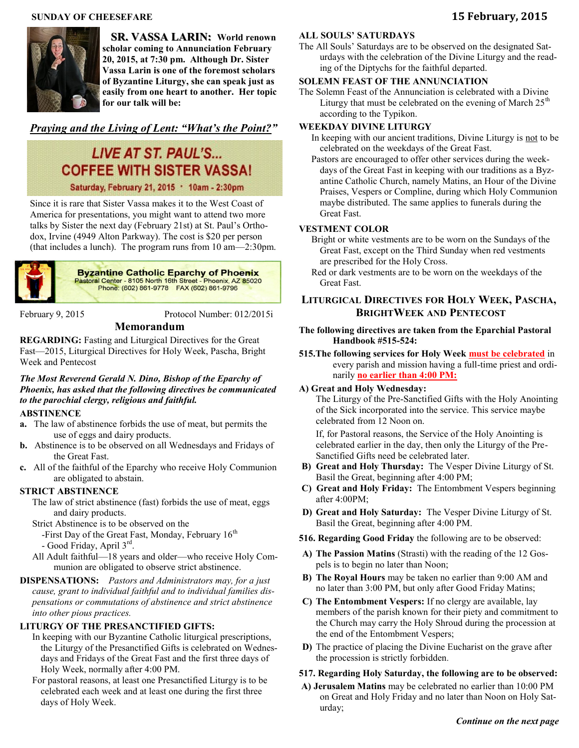SUNDAY OF CHEESEFARE

**SR. VASSA LARIN: World renown scholar coming to Annunciation February 20, 2015, at 7:30 pm. Although Dr. Sister Vassa Larin is one of the foremost scholars of Byzantine Liturgy, she can speak just as easily from one heart to another. Her topic for our talk will be:**

***Praying and the Living of Lent: "What's the Point?"***

## LIVE AT ST. PAUL'S... COFFEE WITH SISTER VASSA!

**Saturday, February 21, 2015 · 10am - 2:30pm**

Since it is rare that Sister Vassa makes it to the West Coast of America for presentations, you might want to attend two more talks by Sister the next day (February 21st) at St. Paul's Orthodox, Irvine (4949 Alton Parkway). The cost is $20 per person (that includes a lunch). The program runs from 10 am—2:30pm.

**Byzantine Catholic Eparchy of Phoenix**
Pastoral Center - 8105 North 16th Street - Phoenix, AZ 85020
Phone: (602) 861-9778 FAX (602) 861-9796

February 9, 2015 Protocol Number: 012/2015i

## Memorandum

**REGARDING:** Fasting and Liturgical Directives for the Great Fast—2015, Liturgical Directives for Holy Week, Pascha, Bright Week and Pentecost

***The Most Reverend Gerald N. Dino, Bishop of the Eparchy of Phoenix, has asked that the following directives be communicated to the parochial clergy, religious and faithful.***

### ABSTINENCE

**a.** The law of abstinence forbids the use of meat, but permits the use of eggs and dairy products.

**b.** Abstinence is to be observed on all Wednesdays and Fridays of the Great Fast.

**c.** All of the faithful of the Eparchy who receive Holy Communion are obligated to abstain.

### STRICT ABSTINENCE

The law of strict abstinence (fast) forbids the use of meat, eggs and dairy products.

Strict Abstinence is to be observed on the

-First Day of the Great Fast, Monday, February 16th

- Good Friday, April 3rd.

All Adult faithful—18 years and older—who receive Holy Communion are obligated to observe strict abstinence.

**DISPENSATIONS:** *Pastors and Administrators may, for a just cause, grant to individual faithful and to individual families dispensations or commutations of abstinence and strict abstinence into other pious practices.*

### LITURGY OF THE PRESANCTIFIED GIFTS:

In keeping with our Byzantine Catholic liturgical prescriptions, the Liturgy of the Presanctified Gifts is celebrated on Wednesdays and Fridays of the Great Fast and the first three days of Holy Week, normally after 4:00 PM.

For pastoral reasons, at least one Presanctified Liturgy is to be celebrated each week and at least one during the first three days of Holy Week.

### ALL SOULS' SATURDAYS

The All Souls' Saturdays are to be observed on the designated Saturdays with the celebration of the Divine Liturgy and the reading of the Diptychs for the faithful departed.

### SOLEMN FEAST OF THE ANNUNCIATION

The Solemn Feast of the Annunciation is celebrated with a Divine Liturgy that must be celebrated on the evening of March 25th according to the Typikon.

### WEEKDAY DIVINE LITURGY

In keeping with our ancient traditions, Divine Liturgy is not to be celebrated on the weekdays of the Great Fast.

Pastors are encouraged to offer other services during the weekdays of the Great Fast in keeping with our traditions as a Byzantine Catholic Church, namely Matins, an Hour of the Divine Praises, Vespers or Compline, during which Holy Communion maybe distributed. The same applies to funerals during the Great Fast.

### VESTMENT COLOR

Bright or white vestments are to be worn on the Sundays of the Great Fast, except on the Third Sunday when red vestments are prescribed for the Holy Cross.

Red or dark vestments are to be worn on the weekdays of the Great Fast.

## LITURGICAL DIRECTIVES FOR HOLY WEEK, PASCHA, BRIGHTWEEK AND PENTECOST

**The following directives are taken from the Eparchial Pastoral Handbook #515-524:**

**515.The following services for Holy Week must be celebrated in every parish and mission having a full-time priest and ordinarily no earlier than 4:00 PM:**

**A) Great and Holy Wednesday:**
The Liturgy of the Pre-Sanctified Gifts with the Holy Anointing of the Sick incorporated into the service. This service maybe celebrated from 12 Noon on.

If, for Pastoral reasons, the Service of the Holy Anointing is celebrated earlier in the day, then only the Liturgy of the Pre-Sanctified Gifts need be celebrated later.

**B) Great and Holy Thursday:** The Vesper Divine Liturgy of St. Basil the Great, beginning after 4:00 PM;

**C) Great and Holy Friday:** The Entombment Vespers beginning after 4:00PM;

**D) Great and Holy Saturday:** The Vesper Divine Liturgy of St. Basil the Great, beginning after 4:00 PM.

**516. Regarding Good Friday** the following are to be observed:

**A) The Passion Matins** (Strasti) with the reading of the 12 Gospels is to begin no later than Noon;

**B) The Royal Hours** may be taken no earlier than 9:00 AM and no later than 3:00 PM, but only after Good Friday Matins;

**C) The Entombment Vespers:** If no clergy are available, lay members of the parish known for their piety and commitment to the Church may carry the Holy Shroud during the procession at the end of the Entombment Vespers;

**D)** The practice of placing the Divine Eucharist on the grave after the procession is strictly forbidden.

**517. Regarding Holy Saturday, the following are to be observed:**

**A) Jerusalem Matins** may be celebrated no earlier than 10:00 PM on Great and Holy Friday and no later than Noon on Holy Saturday;

***Continue on the next page***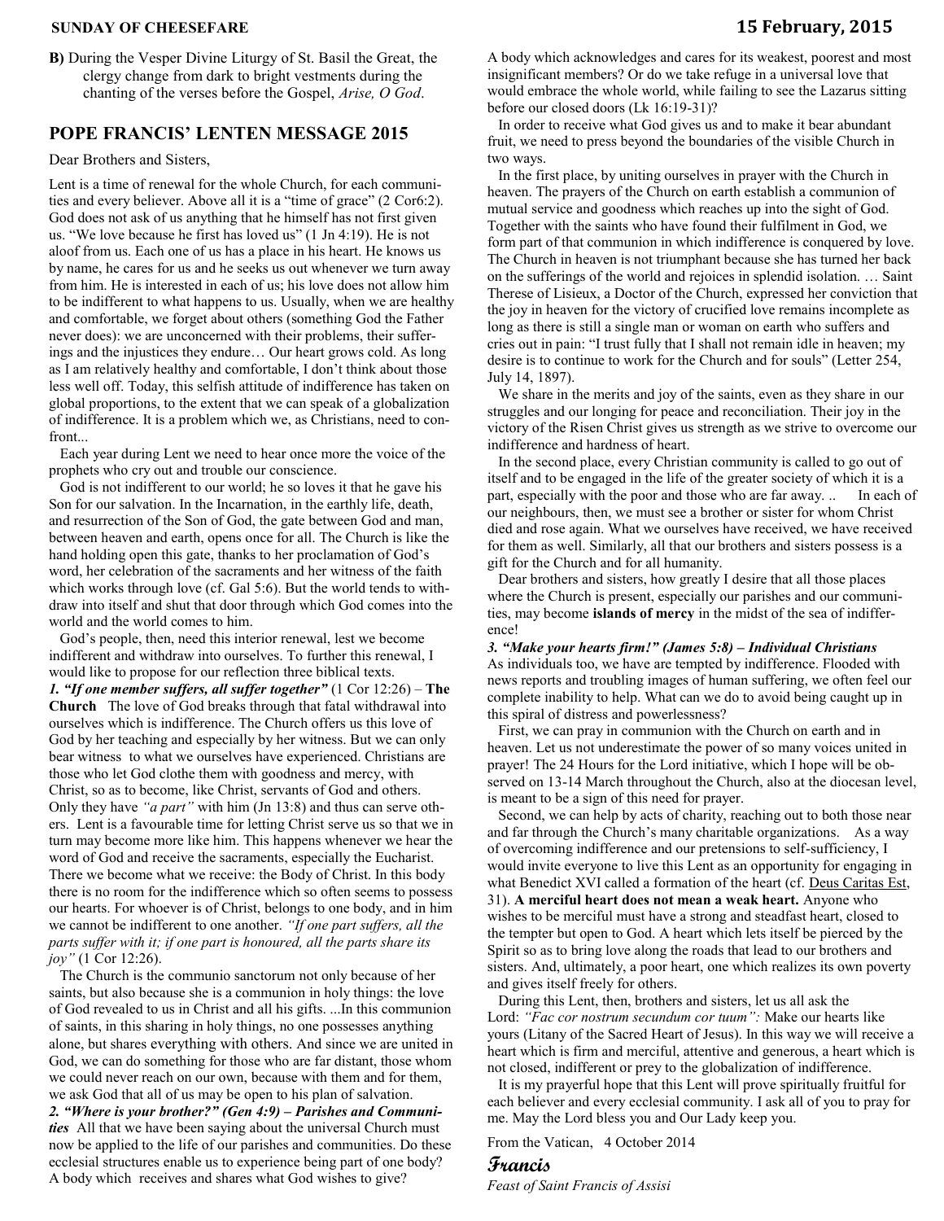**B)** During the Vesper Divine Liturgy of St. Basil the Great, the clergy change from dark to bright vestments during the chanting of the verses before the Gospel, *Arise, O God*.

## POPE FRANCIS' LENTEN MESSAGE 2015

Dear Brothers and Sisters,

Lent is a time of renewal for the whole Church, for each communities and every believer. Above all it is a "time of grace" (2 Cor6:2). God does not ask of us anything that he himself has not first given us. "We love because he first has loved us" (1 Jn 4:19). He is not aloof from us. Each one of us has a place in his heart. He knows us by name, he cares for us and he seeks us out whenever we turn away from him. He is interested in each of us; his love does not allow him to be indifferent to what happens to us. Usually, when we are healthy and comfortable, we forget about others (something God the Father never does): we are unconcerned with their problems, their sufferings and the injustices they endure… Our heart grows cold. As long as I am relatively healthy and comfortable, I don't think about those less well off. Today, this selfish attitude of indifference has taken on global proportions, to the extent that we can speak of a globalization of indifference. It is a problem which we, as Christians, need to confront...

Each year during Lent we need to hear once more the voice of the prophets who cry out and trouble our conscience.

God is not indifferent to our world; he so loves it that he gave his Son for our salvation. In the Incarnation, in the earthly life, death, and resurrection of the Son of God, the gate between God and man, between heaven and earth, opens once for all. The Church is like the hand holding open this gate, thanks to her proclamation of God's word, her celebration of the sacraments and her witness of the faith which works through love (cf. Gal 5:6). But the world tends to withdraw into itself and shut that door through which God comes into the world and the world comes to him.

God's people, then, need this interior renewal, lest we become indifferent and withdraw into ourselves. To further this renewal, I would like to propose for our reflection three biblical texts.

***1. "If one member suffers, all suffer together"*** (1 Cor 12:26) – **The Church** The love of God breaks through that fatal withdrawal into ourselves which is indifference. The Church offers us this love of God by her teaching and especially by her witness. But we can only bear witness to what we ourselves have experienced. Christians are those who let God clothe them with goodness and mercy, with Christ, so as to become, like Christ, servants of God and others. Only they have *"a part"* with him (Jn 13:8) and thus can serve others. Lent is a favourable time for letting Christ serve us so that we in turn may become more like him. This happens whenever we hear the word of God and receive the sacraments, especially the Eucharist. There we become what we receive: the Body of Christ. In this body there is no room for the indifference which so often seems to possess our hearts. For whoever is of Christ, belongs to one body, and in him we cannot be indifferent to one another. *"If one part suffers, all the parts suffer with it; if one part is honoured, all the parts share its joy"* (1 Cor 12:26).

The Church is the communio sanctorum not only because of her saints, but also because she is a communion in holy things: the love of God revealed to us in Christ and all his gifts. ...In this communion of saints, in this sharing in holy things, no one possesses anything alone, but shares everything with others. And since we are united in God, we can do something for those who are far distant, those whom we could never reach on our own, because with them and for them, we ask God that all of us may be open to his plan of salvation.

***2. "Where is your brother?" (Gen 4:9) – Parishes and Communities*** All that we have been saying about the universal Church must now be applied to the life of our parishes and communities. Do these ecclesial structures enable us to experience being part of one body? A body which receives and shares what God wishes to give? A body which acknowledges and cares for its weakest, poorest and most insignificant members? Or do we take refuge in a universal love that would embrace the whole world, while failing to see the Lazarus sitting before our closed doors (Lk 16:19-31)?

In order to receive what God gives us and to make it bear abundant fruit, we need to press beyond the boundaries of the visible Church in two ways.

In the first place, by uniting ourselves in prayer with the Church in heaven. The prayers of the Church on earth establish a communion of mutual service and goodness which reaches up into the sight of God. Together with the saints who have found their fulfilment in God, we form part of that communion in which indifference is conquered by love. The Church in heaven is not triumphant because she has turned her back on the sufferings of the world and rejoices in splendid isolation. … Saint Therese of Lisieux, a Doctor of the Church, expressed her conviction that the joy in heaven for the victory of crucified love remains incomplete as long as there is still a single man or woman on earth who suffers and cries out in pain: "I trust fully that I shall not remain idle in heaven; my desire is to continue to work for the Church and for souls" (Letter 254, July 14, 1897).

We share in the merits and joy of the saints, even as they share in our struggles and our longing for peace and reconciliation. Their joy in the victory of the Risen Christ gives us strength as we strive to overcome our indifference and hardness of heart.

In the second place, every Christian community is called to go out of itself and to be engaged in the life of the greater society of which it is a part, especially with the poor and those who are far away. .. In each of our neighbours, then, we must see a brother or sister for whom Christ died and rose again. What we ourselves have received, we have received for them as well. Similarly, all that our brothers and sisters possess is a gift for the Church and for all humanity.

Dear brothers and sisters, how greatly I desire that all those places where the Church is present, especially our parishes and our communities, may become **islands of mercy** in the midst of the sea of indifference!

***3. "Make your hearts firm!" (James 5:8) – Individual Christians*** As individuals too, we have are tempted by indifference. Flooded with news reports and troubling images of human suffering, we often feel our complete inability to help. What can we do to avoid being caught up in this spiral of distress and powerlessness?

First, we can pray in communion with the Church on earth and in heaven. Let us not underestimate the power of so many voices united in prayer! The 24 Hours for the Lord initiative, which I hope will be observed on 13-14 March throughout the Church, also at the diocesan level, is meant to be a sign of this need for prayer.

Second, we can help by acts of charity, reaching out to both those near and far through the Church's many charitable organizations. As a way of overcoming indifference and our pretensions to self-sufficiency, I would invite everyone to live this Lent as an opportunity for engaging in what Benedict XVI called a formation of the heart (cf. Deus Caritas Est, 31). **A merciful heart does not mean a weak heart.** Anyone who wishes to be merciful must have a strong and steadfast heart, closed to the tempter but open to God. A heart which lets itself be pierced by the Spirit so as to bring love along the roads that lead to our brothers and sisters. And, ultimately, a poor heart, one which realizes its own poverty and gives itself freely for others.

During this Lent, then, brothers and sisters, let us all ask the Lord: *"Fac cor nostrum secundum cor tuum":* Make our hearts like yours (Litany of the Sacred Heart of Jesus). In this way we will receive a heart which is firm and merciful, attentive and generous, a heart which is not closed, indifferent or prey to the globalization of indifference.

It is my prayerful hope that this Lent will prove spiritually fruitful for each believer and every ecclesial community. I ask all of you to pray for me. May the Lord bless you and Our Lady keep you.

From the Vatican, 4 October 2014

**Francis**

*Feast of Saint Francis of Assisi*